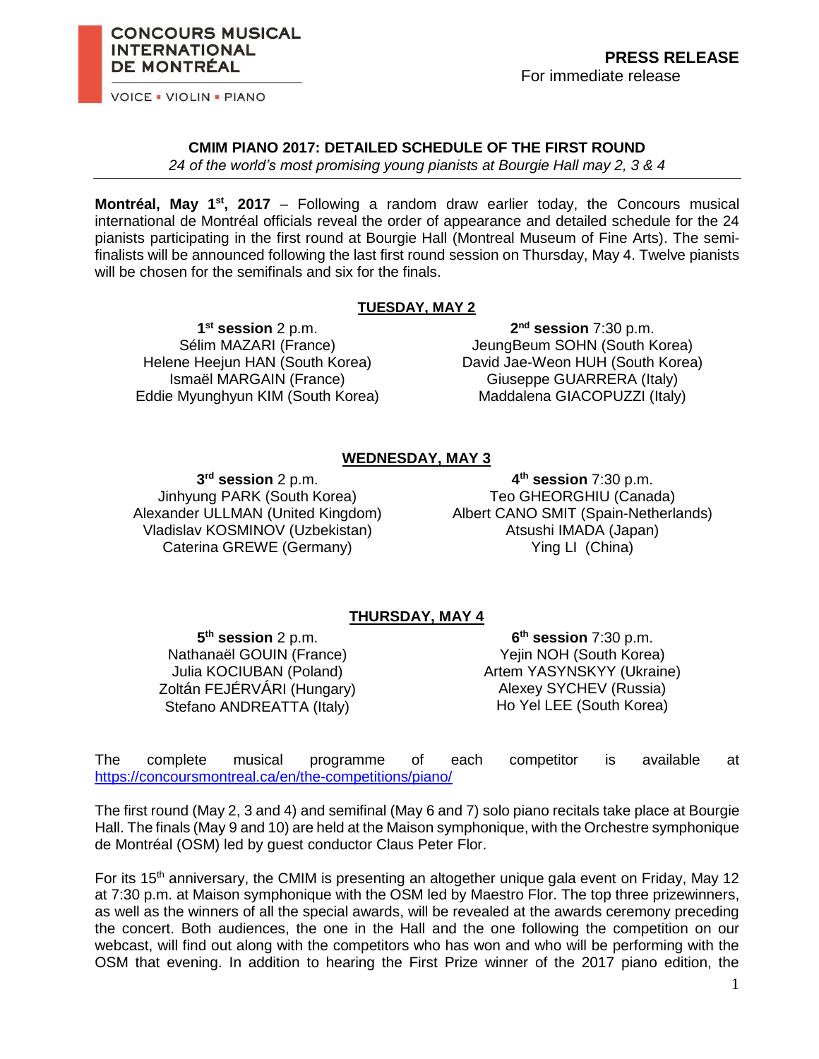**CONCOURS MUSICAL INTERNATIONAL DE MONTRÉAL**

VOICE • VIOLIN • PIANO

**PRESS RELEASE**
For immediate release

## CMIM PIANO 2017: DETAILED SCHEDULE OF THE FIRST ROUND

*24 of the world's most promising young pianists at Bourgie Hall may 2, 3 & 4*

**Montréal, May 1st, 2017** – Following a random draw earlier today, the Concours musical international de Montréal officials reveal the order of appearance and detailed schedule for the 24 pianists participating in the first round at Bourgie Hall (Montreal Museum of Fine Arts). The semi-finalists will be announced following the last first round session on Thursday, May 4. Twelve pianists will be chosen for the semifinals and six for the finals.

### TUESDAY, MAY 2

**1st session** 2 p.m.
Sélim MAZARI (France)
Helene Heejun HAN (South Korea)
Ismaël MARGAIN (France)
Eddie Myunghyun KIM (South Korea)

**2nd session** 7:30 p.m.
JeungBeum SOHN (South Korea)
David Jae-Weon HUH (South Korea)
Giuseppe GUARRERA (Italy)
Maddalena GIACOPUZZI (Italy)

### WEDNESDAY, MAY 3

**3rd session** 2 p.m.
Jinhyung PARK (South Korea)
Alexander ULLMAN (United Kingdom)
Vladislav KOSMINOV (Uzbekistan)
Caterina GREWE (Germany)

**4th session** 7:30 p.m.
Teo GHEORGHIU (Canada)
Albert CANO SMIT (Spain-Netherlands)
Atsushi IMADA (Japan)
Ying LI (China)

### THURSDAY, MAY 4

**5th session** 2 p.m.
Nathanaël GOUIN (France)
Julia KOCIUBAN (Poland)
Zoltán FEJÉRVÁRI (Hungary)
Stefano ANDREATTA (Italy)

**6th session** 7:30 p.m.
Yejin NOH (South Korea)
Artem YASYNSKYY (Ukraine)
Alexey SYCHEV (Russia)
Ho Yel LEE (South Korea)

The complete musical programme of each competitor is available at https://concoursmontreal.ca/en/the-competitions/piano/

The first round (May 2, 3 and 4) and semifinal (May 6 and 7) solo piano recitals take place at Bourgie Hall. The finals (May 9 and 10) are held at the Maison symphonique, with the Orchestre symphonique de Montréal (OSM) led by guest conductor Claus Peter Flor.

For its 15th anniversary, the CMIM is presenting an altogether unique gala event on Friday, May 12 at 7:30 p.m. at Maison symphonique with the OSM led by Maestro Flor. The top three prizewinners, as well as the winners of all the special awards, will be revealed at the awards ceremony preceding the concert. Both audiences, the one in the Hall and the one following the competition on our webcast, will find out along with the competitors who has won and who will be performing with the OSM that evening. In addition to hearing the First Prize winner of the 2017 piano edition, the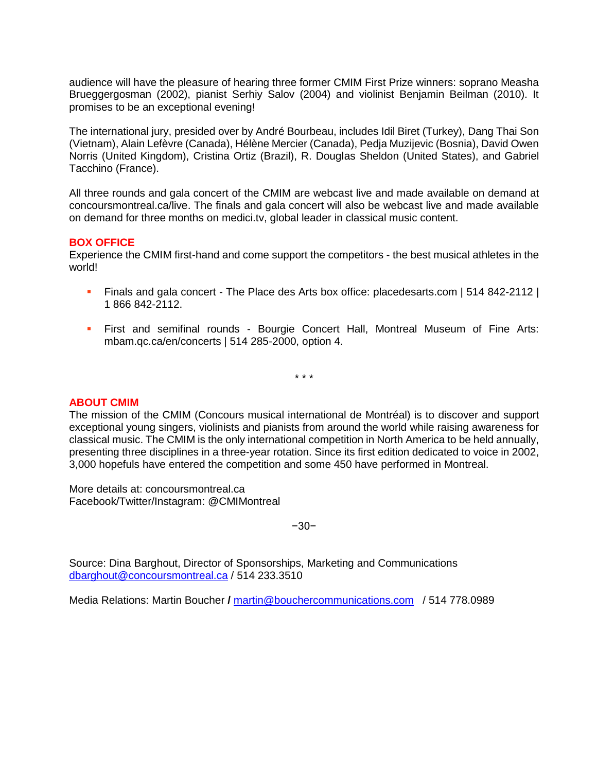audience will have the pleasure of hearing three former CMIM First Prize winners: soprano Measha Brueggergosman (2002), pianist Serhiy Salov (2004) and violinist Benjamin Beilman (2010). It promises to be an exceptional evening!

The international jury, presided over by André Bourbeau, includes Idil Biret (Turkey), Dang Thai Son (Vietnam), Alain Lefèvre (Canada), Hélène Mercier (Canada), Pedja Muzijevic (Bosnia), David Owen Norris (United Kingdom), Cristina Ortiz (Brazil), R. Douglas Sheldon (United States), and Gabriel Tacchino (France).

All three rounds and gala concert of the CMIM are webcast live and made available on demand at concoursmontreal.ca/live. The finals and gala concert will also be webcast live and made available on demand for three months on medici.tv, global leader in classical music content.

**BOX OFFICE**

Experience the CMIM first-hand and come support the competitors - the best musical athletes in the world!

- Finals and gala concert - The Place des Arts box office: placedesarts.com | 514 842-2112 | 1 866 842-2112.
- First and semifinal rounds - Bourgie Concert Hall, Montreal Museum of Fine Arts: mbam.qc.ca/en/concerts | 514 285-2000, option 4.

* * *

**ABOUT CMIM**

The mission of the CMIM (Concours musical international de Montréal) is to discover and support exceptional young singers, violinists and pianists from around the world while raising awareness for classical music. The CMIM is the only international competition in North America to be held annually, presenting three disciplines in a three-year rotation. Since its first edition dedicated to voice in 2002, 3,000 hopefuls have entered the competition and some 450 have performed in Montreal.

More details at: concoursmontreal.ca
Facebook/Twitter/Instagram: @CMIMontreal

−30−

Source: Dina Barghout, Director of Sponsorships, Marketing and Communications
dbarghout@concoursmontreal.ca / 514 233.3510

Media Relations: Martin Boucher **/** martin@bouchercommunications.com / 514 778.0989